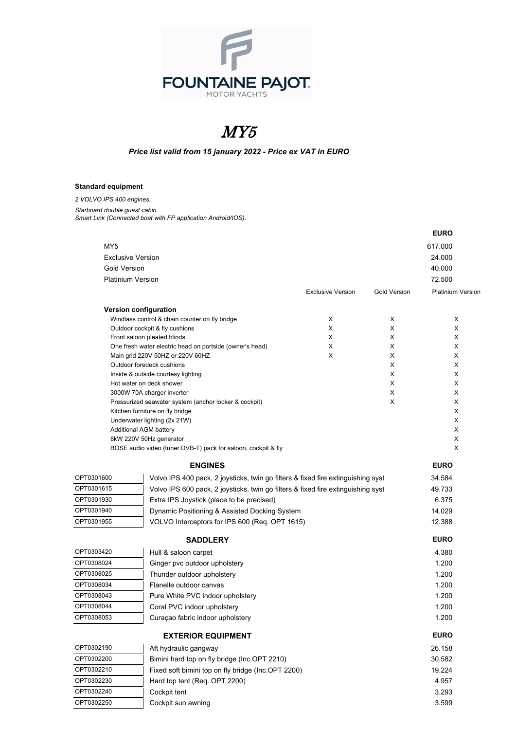FOUNTAINE PAJOT
MOTOR YACHTS

# MY5

***Price list valid from 15 january 2022 - Price ex VAT in EURO***

**Standard equipment**

*2 VOLVO IPS 400 engines.*
*Starboard double guest cabin.*
*Smart Link (Connected boat with FP application Android/IOS).*

| | EURO |
|---|---|
| MY5 | 617.000 |
| Exclusive Version | 24.000 |
| Gold Version | 40.000 |
| Platinium Version | 72.500 |

| Version configuration | Exclusive Version | Gold Version | Platinium Version |
|---|---|---|---|
| Windlass control & chain counter on fly bridge | X | X | X |
| Outdoor cockpit & fly cushions | X | X | X |
| Front saloon pleated blinds | X | X | X |
| One fresh water electric head on portside (owner's head) | X | X | X |
| Main grid 220V 50HZ or 220V 60HZ | X | X | X |
| Outdoor foredeck cushions | | X | X |
| Inside & outside courtesy lighting | | X | X |
| Hot water on deck shower | | X | X |
| 3000W 70A charger inverter | | X | X |
| Pressurized seawater system (anchor locker & cockpit) | | X | X |
| Kitchen furniture on fly bridge | | | X |
| Underwater lighting (2x 21W) | | | X |
| Additional AGM battery | | | X |
| 8kW 220V 50Hz generator | | | X |
| BOSE audio video (tuner DVB-T) pack for saloon, cockpit & fly | | | X |

| | ENGINES | EURO |
|---|---|---|
| OPT0301600 | Volvo IPS 400 pack, 2 joysticks, twin go filters & fixed fire extinguishing syst | 34.584 |
| OPT0301615 | Volvo IPS 600 pack, 2 joysticks, twin go filters & fixed fire extinguishing syst | 49.733 |
| OPT0301930 | Extra IPS Joystick (place to be precised) | 6.375 |
| OPT0301940 | Dynamic Positioning & Assisted Docking System | 14.029 |
| OPT0301955 | VOLVO Interceptors for IPS 600 (Req. OPT 1615) | 12.388 |

| | SADDLERY | EURO |
|---|---|---|
| OPT0303420 | Hull & saloon carpet | 4.380 |
| OPT0308024 | Ginger pvc outdoor upholstery | 1.200 |
| OPT0308025 | Thunder outdoor upholstery | 1.200 |
| OPT0308034 | Flanelle outdoor canvas | 1.200 |
| OPT0308043 | Pure White PVC indoor upholstery | 1.200 |
| OPT0308044 | Coral PVC indoor upholstery | 1.200 |
| OPT0308053 | Curaçao fabric indoor upholstery | 1.200 |

| | EXTERIOR EQUIPMENT | EURO |
|---|---|---|
| OPT0302190 | Aft hydraulic gangway | 26.158 |
| OPT0302200 | Bimini hard top on fly bridge (Inc.OPT 2210) | 30.582 |
| OPT0302210 | Fixed soft bimini top on fly bridge (Inc.OPT 2200) | 19.224 |
| OPT0302230 | Hard top tent (Req. OPT 2200) | 4.957 |
| OPT0302240 | Cockpit tent | 3.293 |
| OPT0302250 | Cockpit sun awning | 3.599 |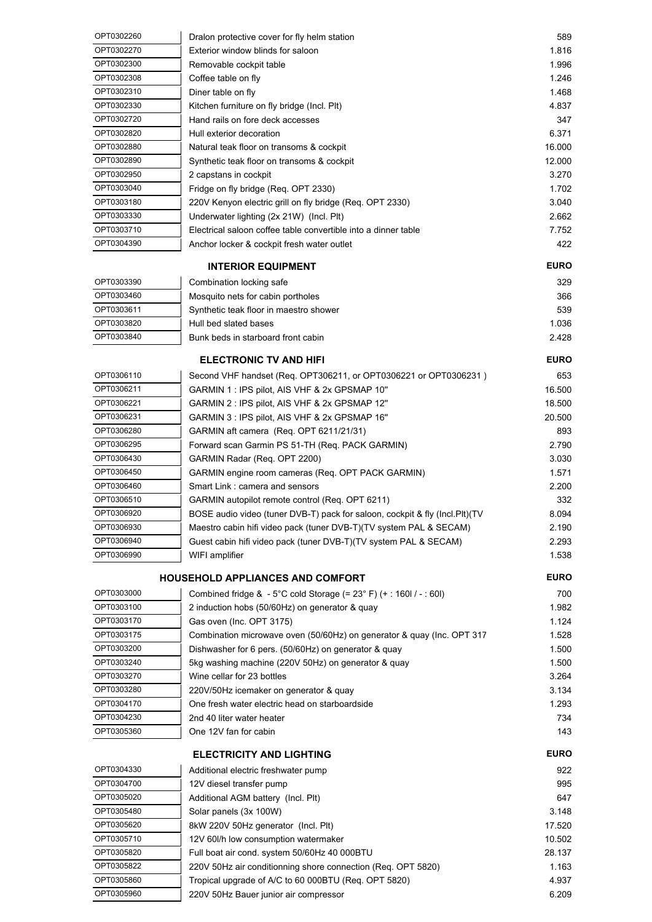| | | |
|---|---|---|
| OPT0302260 | Dralon protective cover for fly helm station | 589 |
| OPT0302270 | Exterior window blinds for saloon | 1.816 |
| OPT0302300 | Removable cockpit table | 1.996 |
| OPT0302308 | Coffee table on fly | 1.246 |
| OPT0302310 | Diner table on fly | 1.468 |
| OPT0302330 | Kitchen furniture on fly bridge (Incl. Plt) | 4.837 |
| OPT0302720 | Hand rails on fore deck accesses | 347 |
| OPT0302820 | Hull exterior decoration | 6.371 |
| OPT0302880 | Natural teak floor on transoms & cockpit | 16.000 |
| OPT0302890 | Synthetic teak floor on transoms & cockpit | 12.000 |
| OPT0302950 | 2 capstans in cockpit | 3.270 |
| OPT0303040 | Fridge on fly bridge (Req. OPT 2330) | 1.702 |
| OPT0303180 | 220V Kenyon electric grill on fly bridge (Req. OPT 2330) | 3.040 |
| OPT0303330 | Underwater lighting (2x 21W) (Incl. Plt) | 2.662 |
| OPT0303710 | Electrical saloon coffee table convertible into a dinner table | 7.752 |
| OPT0304390 | Anchor locker & cockpit fresh water outlet | 422 |

| | **INTERIOR EQUIPMENT** | **EURO** |
|---|---|---|
| OPT0303390 | Combination locking safe | 329 |
| OPT0303460 | Mosquito nets for cabin portholes | 366 |
| OPT0303611 | Synthetic teak floor in maestro shower | 539 |
| OPT0303820 | Hull bed slated bases | 1.036 |
| OPT0303840 | Bunk beds in starboard front cabin | 2.428 |

| | **ELECTRONIC TV AND HIFI** | **EURO** |
|---|---|---|
| OPT0306110 | Second VHF handset (Req. OPT306211, or OPT0306221 or OPT0306231 ) | 653 |
| OPT0306211 | GARMIN 1 : IPS pilot, AIS VHF & 2x GPSMAP 10'' | 16.500 |
| OPT0306221 | GARMIN 2 : IPS pilot, AIS VHF & 2x GPSMAP 12'' | 18.500 |
| OPT0306231 | GARMIN 3 : IPS pilot, AIS VHF & 2x GPSMAP 16'' | 20.500 |
| OPT0306280 | GARMIN aft camera (Req. OPT 6211/21/31) | 893 |
| OPT0306295 | Forward scan Garmin PS 51-TH (Req. PACK GARMIN) | 2.790 |
| OPT0306430 | GARMIN Radar (Req. OPT 2200) | 3.030 |
| OPT0306450 | GARMIN engine room cameras (Req. OPT PACK GARMIN) | 1.571 |
| OPT0306460 | Smart Link : camera and sensors | 2.200 |
| OPT0306510 | GARMIN autopilot remote control (Req. OPT 6211) | 332 |
| OPT0306920 | BOSE audio video (tuner DVB-T) pack for saloon, cockpit & fly (Incl.Plt)(TV | 8.094 |
| OPT0306930 | Maestro cabin hifi video pack (tuner DVB-T)(TV system PAL & SECAM) | 2.190 |
| OPT0306940 | Guest cabin hifi video pack (tuner DVB-T)(TV system PAL & SECAM) | 2.293 |
| OPT0306990 | WIFI amplifier | 1.538 |

| | **HOUSEHOLD APPLIANCES AND COMFORT** | **EURO** |
|---|---|---|
| OPT0303000 | Combined fridge & - 5°C cold Storage (= 23° F) (+ : 160l / - : 60l) | 700 |
| OPT0303100 | 2 induction hobs (50/60Hz) on generator & quay | 1.982 |
| OPT0303170 | Gas oven (Inc. OPT 3175) | 1.124 |
| OPT0303175 | Combination microwave oven (50/60Hz) on generator & quay (Inc. OPT 317 | 1.528 |
| OPT0303200 | Dishwasher for 6 pers. (50/60Hz) on generator & quay | 1.500 |
| OPT0303240 | 5kg washing machine (220V 50Hz) on generator & quay | 1.500 |
| OPT0303270 | Wine cellar for 23 bottles | 3.264 |
| OPT0303280 | 220V/50Hz icemaker on generator & quay | 3.134 |
| OPT0304170 | One fresh water electric head on starboardside | 1.293 |
| OPT0304230 | 2nd 40 liter water heater | 734 |
| OPT0305360 | One 12V fan for cabin | 143 |

| | **ELECTRICITY AND LIGHTING** | **EURO** |
|---|---|---|
| OPT0304330 | Additional electric freshwater pump | 922 |
| OPT0304700 | 12V diesel transfer pump | 995 |
| OPT0305020 | Additional AGM battery (Incl. Plt) | 647 |
| OPT0305480 | Solar panels (3x 100W) | 3.148 |
| OPT0305620 | 8kW 220V 50Hz generator (Incl. Plt) | 17.520 |
| OPT0305710 | 12V 60l/h low consumption watermaker | 10.502 |
| OPT0305820 | Full boat air cond. system 50/60Hz 40 000BTU | 28.137 |
| OPT0305822 | 220V 50Hz air conditionning shore connection (Req. OPT 5820) | 1.163 |
| OPT0305860 | Tropical upgrade of A/C to 60 000BTU (Req. OPT 5820) | 4.937 |
| OPT0305960 | 220V 50Hz Bauer junior air compressor | 6.209 |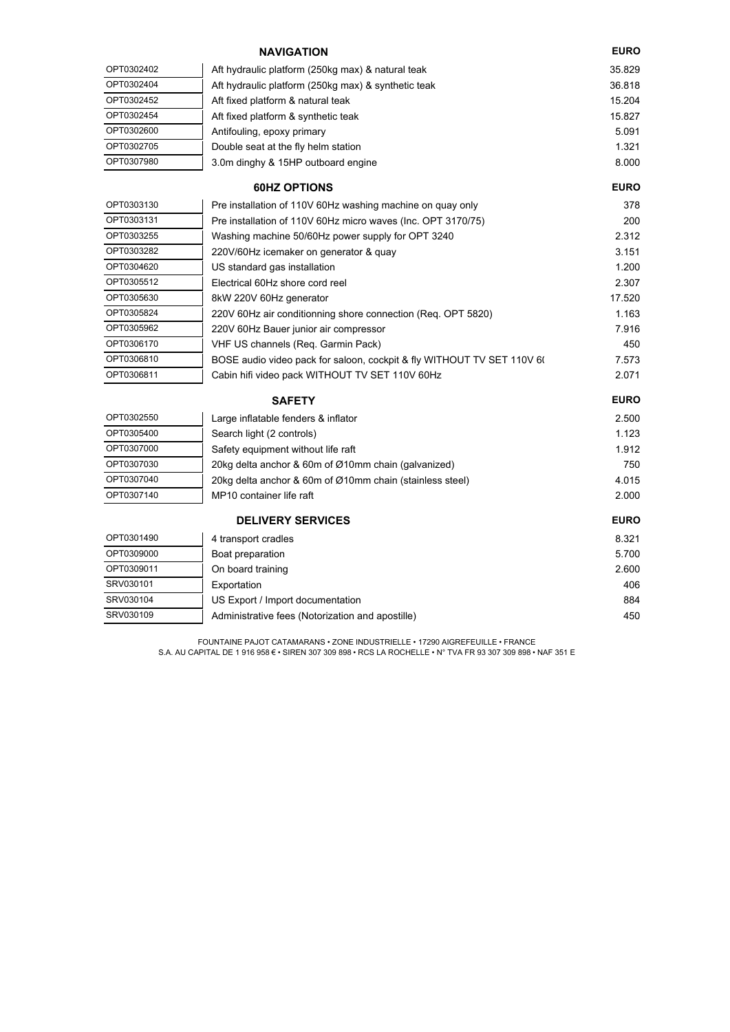| | NAVIGATION | EURO |
|---|---|---|
| OPT0302402 | Aft hydraulic platform (250kg max) & natural teak | 35.829 |
| OPT0302404 | Aft hydraulic platform (250kg max) & synthetic teak | 36.818 |
| OPT0302452 | Aft fixed platform & natural teak | 15.204 |
| OPT0302454 | Aft fixed platform & synthetic teak | 15.827 |
| OPT0302600 | Antifouling, epoxy primary | 5.091 |
| OPT0302705 | Double seat at the fly helm station | 1.321 |
| OPT0307980 | 3.0m dinghy & 15HP outboard engine | 8.000 |

| | 60HZ OPTIONS | EURO |
|---|---|---|
| OPT0303130 | Pre installation of 110V 60Hz washing machine on quay only | 378 |
| OPT0303131 | Pre installation of 110V 60Hz micro waves (Inc. OPT 3170/75) | 200 |
| OPT0303255 | Washing machine 50/60Hz power supply for OPT 3240 | 2.312 |
| OPT0303282 | 220V/60Hz icemaker on generator & quay | 3.151 |
| OPT0304620 | US standard gas installation | 1.200 |
| OPT0305512 | Electrical 60Hz shore cord reel | 2.307 |
| OPT0305630 | 8kW 220V 60Hz generator | 17.520 |
| OPT0305824 | 220V 60Hz air conditionning shore connection (Req. OPT 5820) | 1.163 |
| OPT0305962 | 220V 60Hz Bauer junior air compressor | 7.916 |
| OPT0306170 | VHF US channels (Req. Garmin Pack) | 450 |
| OPT0306810 | BOSE audio video pack for saloon, cockpit & fly WITHOUT TV SET 110V 6( | 7.573 |
| OPT0306811 | Cabin hifi video pack WITHOUT TV SET 110V 60Hz | 2.071 |

| | SAFETY | EURO |
|---|---|---|
| OPT0302550 | Large inflatable fenders & inflator | 2.500 |
| OPT0305400 | Search light (2 controls) | 1.123 |
| OPT0307000 | Safety equipment without life raft | 1.912 |
| OPT0307030 | 20kg delta anchor & 60m of Ø10mm chain (galvanized) | 750 |
| OPT0307040 | 20kg delta anchor & 60m of Ø10mm chain (stainless steel) | 4.015 |
| OPT0307140 | MP10 container life raft | 2.000 |

| | DELIVERY SERVICES | EURO |
|---|---|---|
| OPT0301490 | 4 transport cradles | 8.321 |
| OPT0309000 | Boat preparation | 5.700 |
| OPT0309011 | On board training | 2.600 |
| SRV030101 | Exportation | 406 |
| SRV030104 | US Export / Import documentation | 884 |
| SRV030109 | Administrative fees (Notorization and apostille) | 450 |

FOUNTAINE PAJOT CATAMARANS • ZONE INDUSTRIELLE • 17290 AIGREFEUILLE • FRANCE
S.A. AU CAPITAL DE 1 916 958 € • SIREN 307 309 898 • RCS LA ROCHELLE • N° TVA FR 93 307 309 898 • NAF 351 E